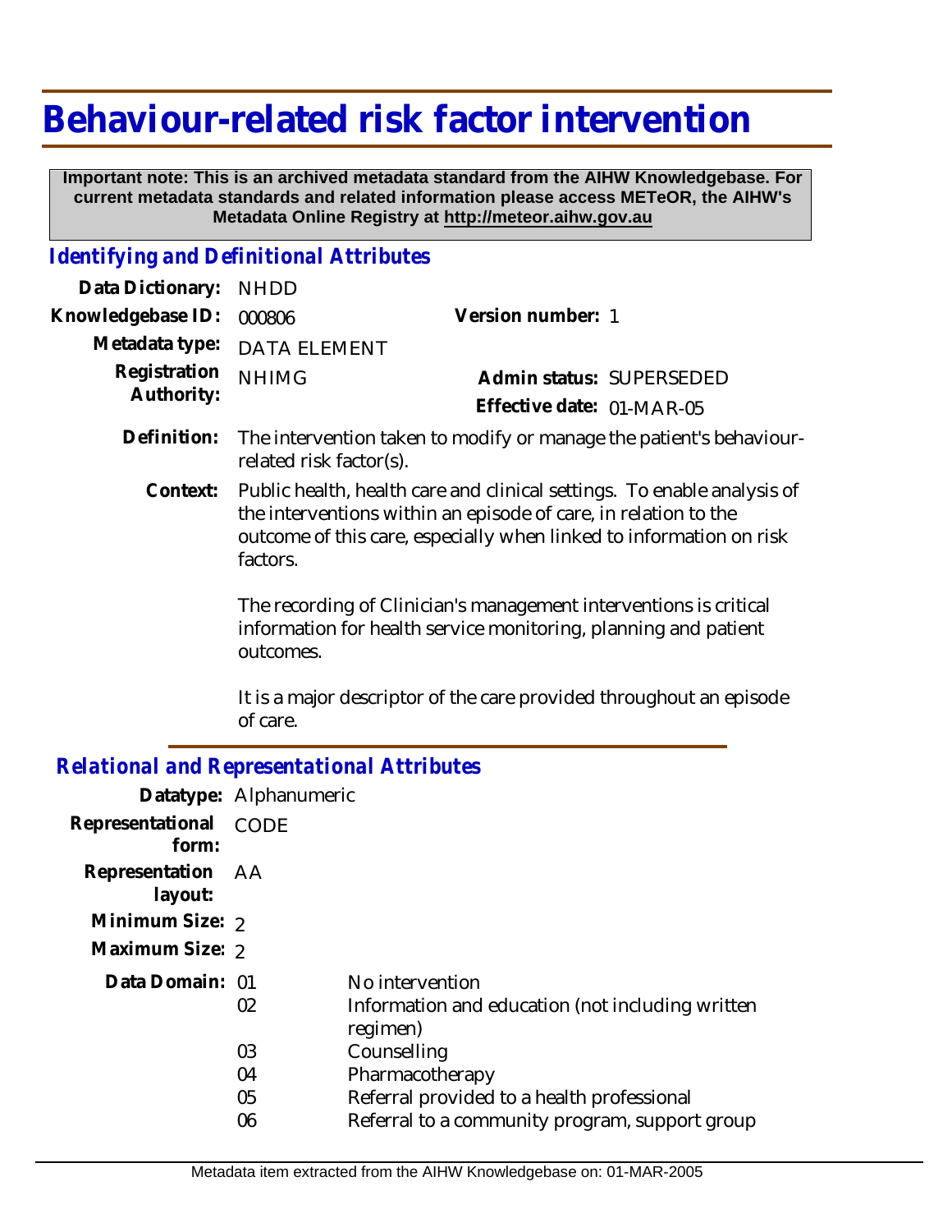# Behaviour-related risk factor intervention

**Important note: This is an archived metadata standard from the AIHW Knowledgebase. For current metadata standards and related information please access METeOR, the AIHW's Metadata Online Registry at http://meteor.aihw.gov.au**

## *Identifying and Definitional Attributes*

**Data Dictionary:** NHDD

**Knowledgebase ID:** 000806 **Version number:** 1

**Metadata type:** DATA ELEMENT

**Registration Authority:** NHIMG **Admin status:** SUPERSEDED

**Effective date:** 01-MAR-05

**Definition:** The intervention taken to modify or manage the patient's behaviour-related risk factor(s).

**Context:** Public health, health care and clinical settings. To enable analysis of the interventions within an episode of care, in relation to the outcome of this care, especially when linked to information on risk factors.

The recording of Clinician's management interventions is critical information for health service monitoring, planning and patient outcomes.

It is a major descriptor of the care provided throughout an episode of care.

## *Relational and Representational Attributes*

**Datatype:** Alphanumeric

**Representational form:** CODE

**Representation layout:** AA

**Minimum Size:** 2

**Maximum Size:** 2

**Data Domain:**

| Code | Description |
|---|---|
| 01 | No intervention |
| 02 | Information and education (not including written regimen) |
| 03 | Counselling |
| 04 | Pharmacotherapy |
| 05 | Referral provided to a health professional |
| 06 | Referral to a community program, support group |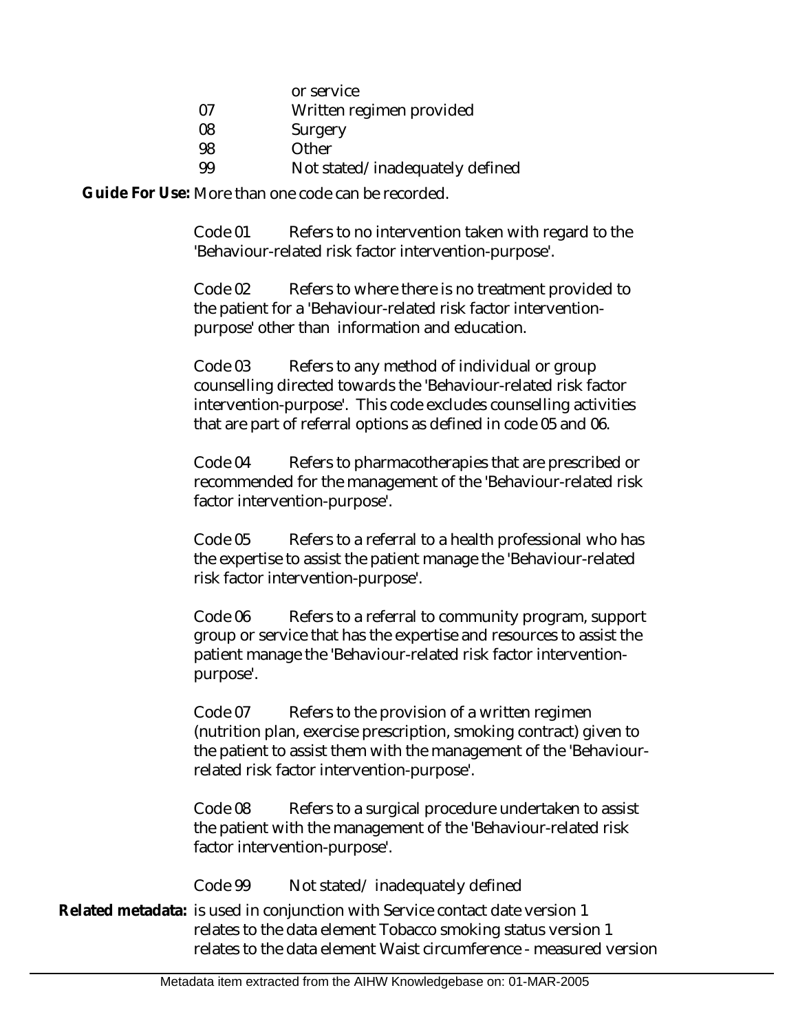| | |
|---|---|
| | or service |
| 07 | Written regimen provided |
| 08 | Surgery |
| 98 | Other |
| 99 | Not stated/inadequately defined |

**Guide For Use:** More than one code can be recorded.

Code 01 Refers to no intervention taken with regard to the 'Behaviour-related risk factor intervention-purpose'.

Code 02 Refers to where there is no treatment provided to the patient for a 'Behaviour-related risk factor intervention-purpose' other than information and education.

Code 03 Refers to any method of individual or group counselling directed towards the 'Behaviour-related risk factor intervention-purpose'. This code excludes counselling activities that are part of referral options as defined in code 05 and 06.

Code 04 Refers to pharmacotherapies that are prescribed or recommended for the management of the 'Behaviour-related risk factor intervention-purpose'.

Code 05 Refers to a referral to a health professional who has the expertise to assist the patient manage the 'Behaviour-related risk factor intervention-purpose'.

Code 06 Refers to a referral to community program, support group or service that has the expertise and resources to assist the patient manage the 'Behaviour-related risk factor intervention-purpose'.

Code 07 Refers to the provision of a written regimen (nutrition plan, exercise prescription, smoking contract) given to the patient to assist them with the management of the 'Behaviour-related risk factor intervention-purpose'.

Code 08 Refers to a surgical procedure undertaken to assist the patient with the management of the 'Behaviour-related risk factor intervention-purpose'.

Code 99 Not stated/ inadequately defined

**Related metadata:** is used in conjunction with Service contact date version 1
relates to the data element Tobacco smoking status version 1
relates to the data element Waist circumference - measured version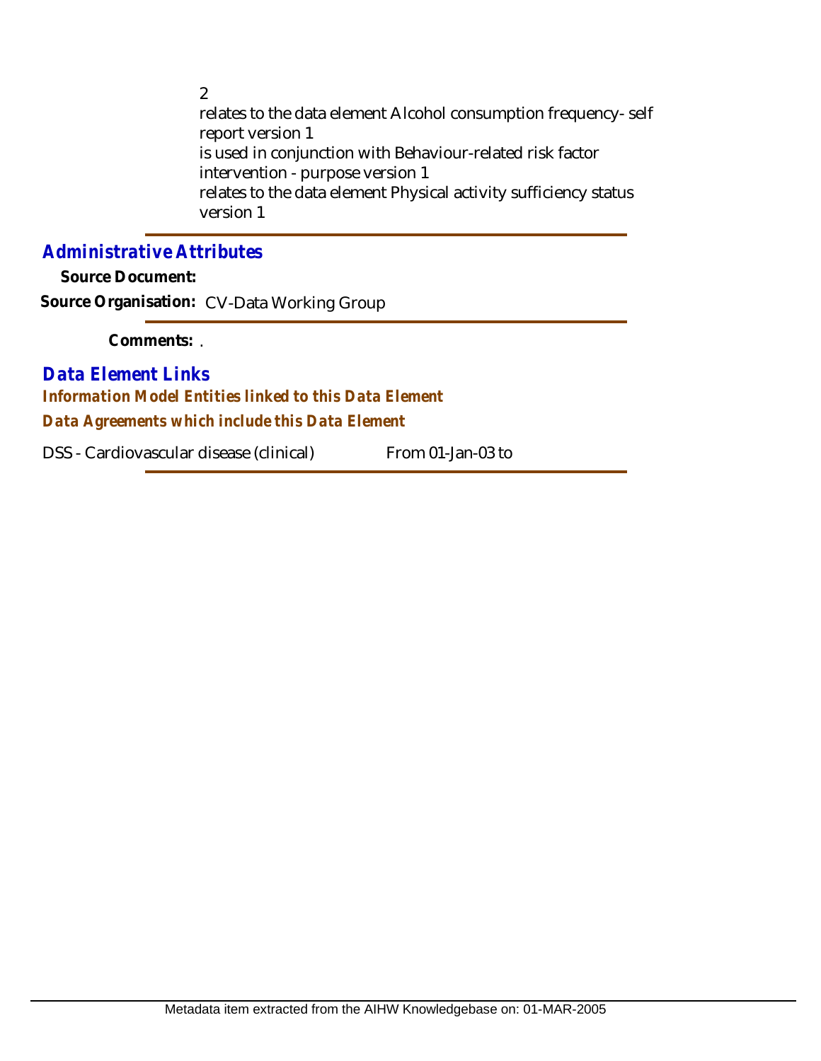2

relates to the data element Alcohol consumption frequency- self report version 1

is used in conjunction with Behaviour-related risk factor intervention - purpose version 1

relates to the data element Physical activity sufficiency status version 1

## Administrative Attributes

**Source Document:**

**Source Organisation:** CV-Data Working Group

**Comments:** .

## Data Element Links

### *Information Model Entities linked to this Data Element*

### *Data Agreements which include this Data Element*

| | |
|---|---|
| DSS - Cardiovascular disease (clinical) | From 01-Jan-03 to |